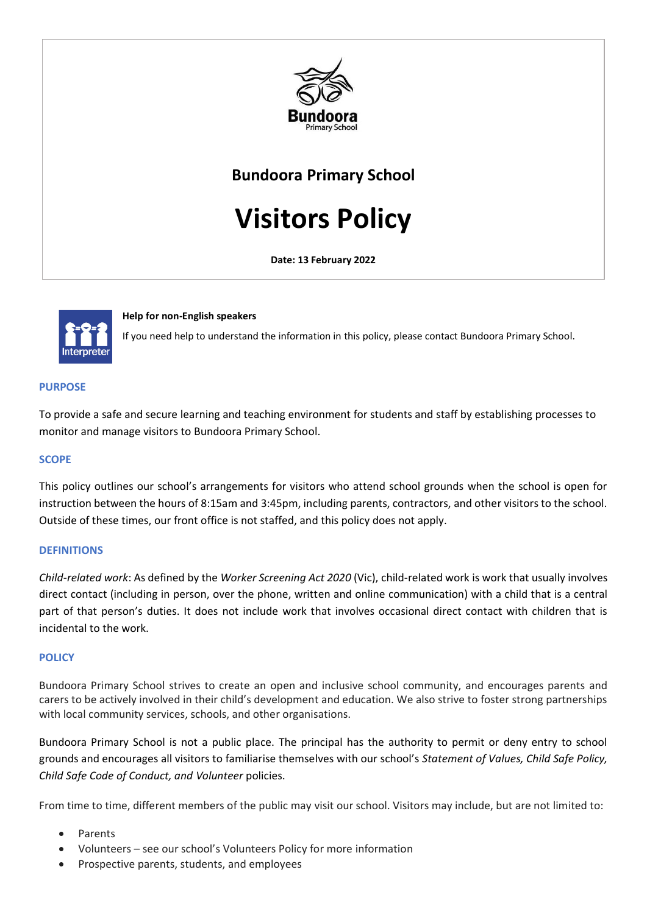Bundoora Primary School

# Bundoora Primary School

# Visitors Policy

**Date: 13 February 2022**

**Help for non-English speakers**

If you need help to understand the information in this policy, please contact Bundoora Primary School.

## PURPOSE

To provide a safe and secure learning and teaching environment for students and staff by establishing processes to monitor and manage visitors to Bundoora Primary School.

## SCOPE

This policy outlines our school's arrangements for visitors who attend school grounds when the school is open for instruction between the hours of 8:15am and 3:45pm, including parents, contractors, and other visitors to the school. Outside of these times, our front office is not staffed, and this policy does not apply.

## DEFINITIONS

*Child-related work*: As defined by the *Worker Screening Act 2020* (Vic), child-related work is work that usually involves direct contact (including in person, over the phone, written and online communication) with a child that is a central part of that person's duties. It does not include work that involves occasional direct contact with children that is incidental to the work.

## POLICY

Bundoora Primary School strives to create an open and inclusive school community, and encourages parents and carers to be actively involved in their child's development and education. We also strive to foster strong partnerships with local community services, schools, and other organisations.

Bundoora Primary School is not a public place. The principal has the authority to permit or deny entry to school grounds and encourages all visitors to familiarise themselves with our school's *Statement of Values, Child Safe Policy, Child Safe Code of Conduct, and Volunteer* policies.

From time to time, different members of the public may visit our school. Visitors may include, but are not limited to:

- Parents
- Volunteers – see our school's Volunteers Policy for more information
- Prospective parents, students, and employees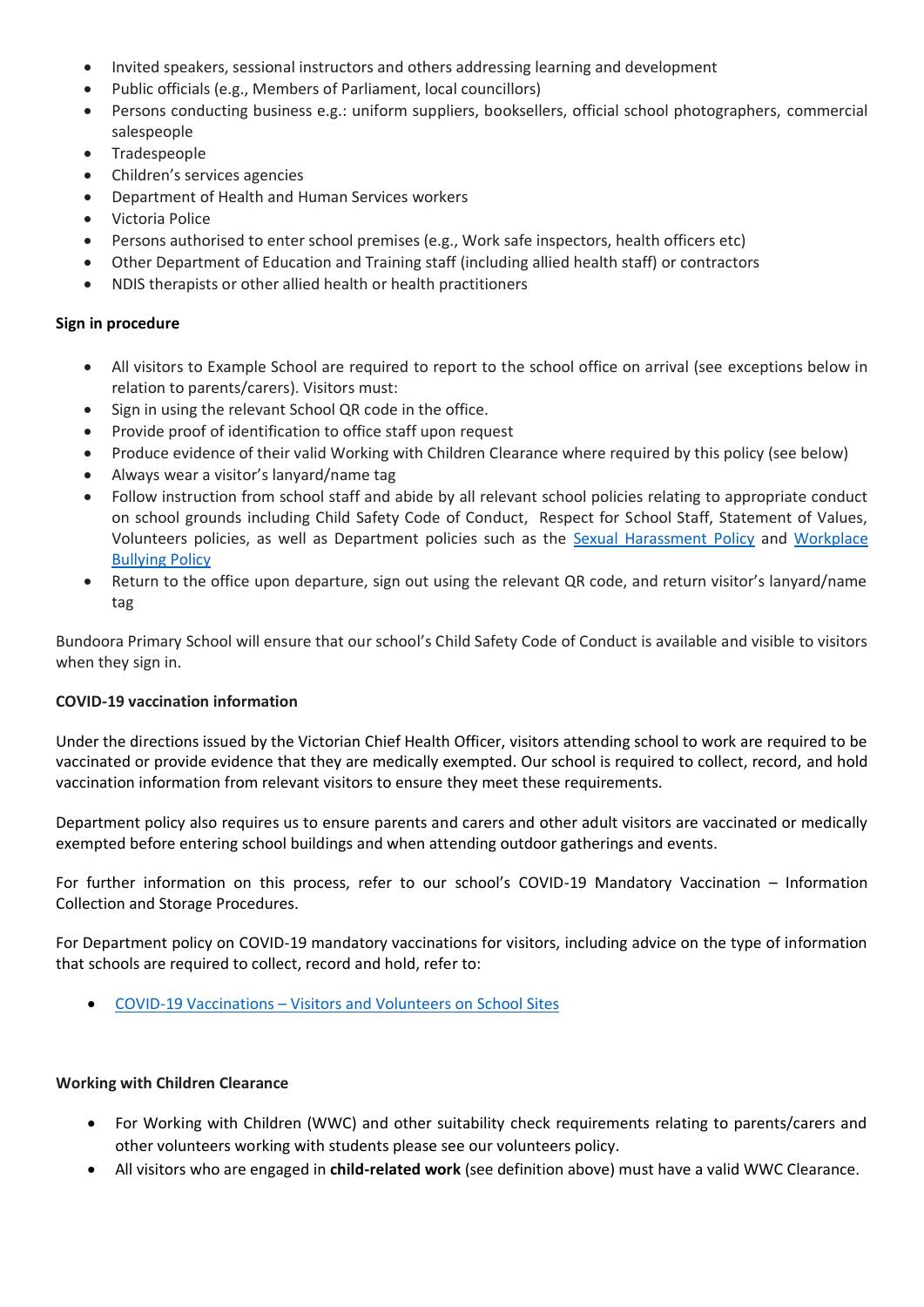- Invited speakers, sessional instructors and others addressing learning and development
- Public officials (e.g., Members of Parliament, local councillors)
- Persons conducting business e.g.: uniform suppliers, booksellers, official school photographers, commercial salespeople
- Tradespeople
- Children's services agencies
- Department of Health and Human Services workers
- Victoria Police
- Persons authorised to enter school premises (e.g., Work safe inspectors, health officers etc)
- Other Department of Education and Training staff (including allied health staff) or contractors
- NDIS therapists or other allied health or health practitioners

**Sign in procedure**

- All visitors to Example School are required to report to the school office on arrival (see exceptions below in relation to parents/carers). Visitors must:
- Sign in using the relevant School QR code in the office.
- Provide proof of identification to office staff upon request
- Produce evidence of their valid Working with Children Clearance where required by this policy (see below)
- Always wear a visitor's lanyard/name tag
- Follow instruction from school staff and abide by all relevant school policies relating to appropriate conduct on school grounds including Child Safety Code of Conduct, Respect for School Staff, Statement of Values, Volunteers policies, as well as Department policies such as the [Sexual Harassment Policy] and [Workplace Bullying Policy]
- Return to the office upon departure, sign out using the relevant QR code, and return visitor's lanyard/name tag

Bundoora Primary School will ensure that our school's Child Safety Code of Conduct is available and visible to visitors when they sign in.

**COVID-19 vaccination information**

Under the directions issued by the Victorian Chief Health Officer, visitors attending school to work are required to be vaccinated or provide evidence that they are medically exempted. Our school is required to collect, record, and hold vaccination information from relevant visitors to ensure they meet these requirements.

Department policy also requires us to ensure parents and carers and other adult visitors are vaccinated or medically exempted before entering school buildings and when attending outdoor gatherings and events.

For further information on this process, refer to our school's COVID-19 Mandatory Vaccination – Information Collection and Storage Procedures.

For Department policy on COVID-19 mandatory vaccinations for visitors, including advice on the type of information that schools are required to collect, record and hold, refer to:

- [COVID-19 Vaccinations – Visitors and Volunteers on School Sites]

**Working with Children Clearance**

- For Working with Children (WWC) and other suitability check requirements relating to parents/carers and other volunteers working with students please see our volunteers policy.
- All visitors who are engaged in **child-related work** (see definition above) must have a valid WWC Clearance.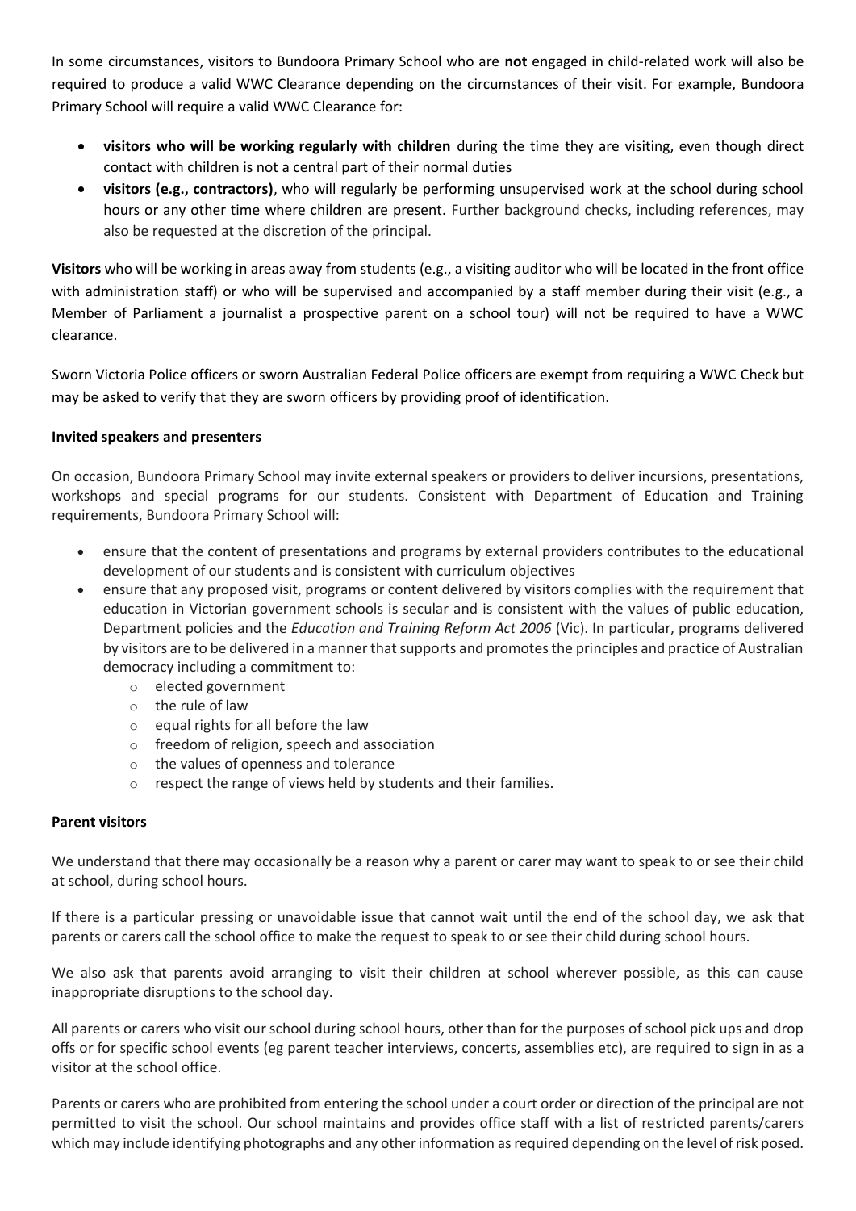In some circumstances, visitors to Bundoora Primary School who are **not** engaged in child-related work will also be required to produce a valid WWC Clearance depending on the circumstances of their visit. For example, Bundoora Primary School will require a valid WWC Clearance for:

- **visitors who will be working regularly with children** during the time they are visiting, even though direct contact with children is not a central part of their normal duties
- **visitors (e.g., contractors)**, who will regularly be performing unsupervised work at the school during school hours or any other time where children are present. Further background checks, including references, may also be requested at the discretion of the principal.

**Visitors** who will be working in areas away from students (e.g., a visiting auditor who will be located in the front office with administration staff) or who will be supervised and accompanied by a staff member during their visit (e.g., a Member of Parliament a journalist a prospective parent on a school tour) will not be required to have a WWC clearance.

Sworn Victoria Police officers or sworn Australian Federal Police officers are exempt from requiring a WWC Check but may be asked to verify that they are sworn officers by providing proof of identification.

**Invited speakers and presenters**

On occasion, Bundoora Primary School may invite external speakers or providers to deliver incursions, presentations, workshops and special programs for our students. Consistent with Department of Education and Training requirements, Bundoora Primary School will:

- ensure that the content of presentations and programs by external providers contributes to the educational development of our students and is consistent with curriculum objectives
- ensure that any proposed visit, programs or content delivered by visitors complies with the requirement that education in Victorian government schools is secular and is consistent with the values of public education, Department policies and the *Education and Training Reform Act 2006* (Vic). In particular, programs delivered by visitors are to be delivered in a manner that supports and promotes the principles and practice of Australian democracy including a commitment to:
  - elected government
  - the rule of law
  - equal rights for all before the law
  - freedom of religion, speech and association
  - the values of openness and tolerance
  - respect the range of views held by students and their families.

**Parent visitors**

We understand that there may occasionally be a reason why a parent or carer may want to speak to or see their child at school, during school hours.

If there is a particular pressing or unavoidable issue that cannot wait until the end of the school day, we ask that parents or carers call the school office to make the request to speak to or see their child during school hours.

We also ask that parents avoid arranging to visit their children at school wherever possible, as this can cause inappropriate disruptions to the school day.

All parents or carers who visit our school during school hours, other than for the purposes of school pick ups and drop offs or for specific school events (eg parent teacher interviews, concerts, assemblies etc), are required to sign in as a visitor at the school office.

Parents or carers who are prohibited from entering the school under a court order or direction of the principal are not permitted to visit the school. Our school maintains and provides office staff with a list of restricted parents/carers which may include identifying photographs and any other information as required depending on the level of risk posed.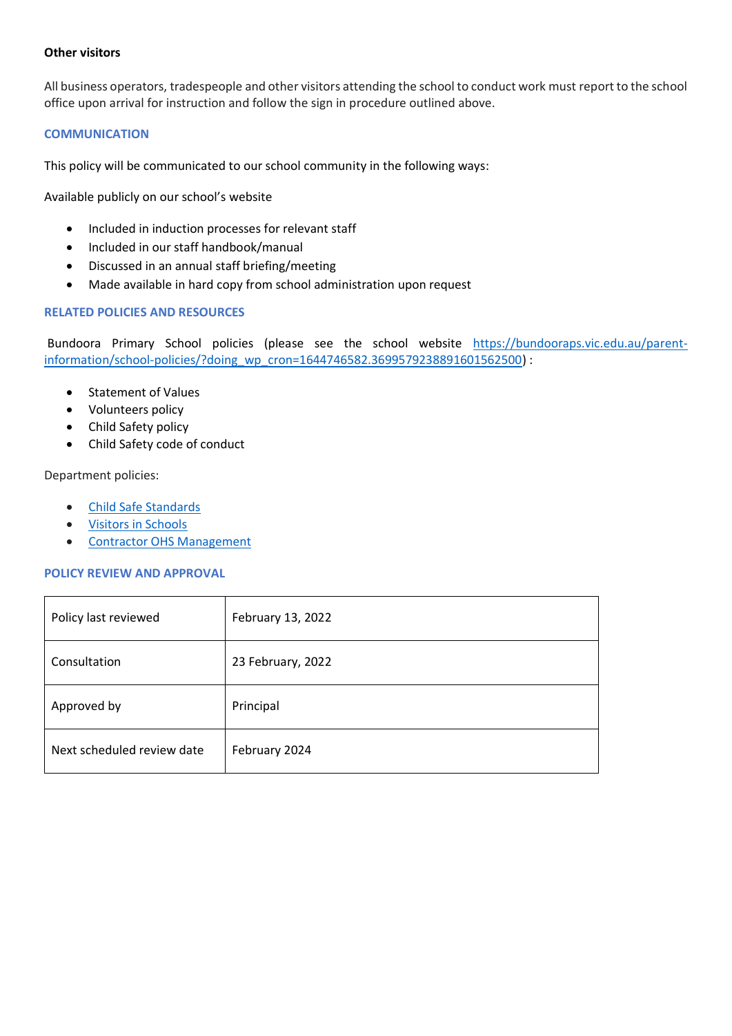**Other visitors**

All business operators, tradespeople and other visitors attending the school to conduct work must report to the school office upon arrival for instruction and follow the sign in procedure outlined above.

## COMMUNICATION

This policy will be communicated to our school community in the following ways:

Available publicly on our school's website

- Included in induction processes for relevant staff
- Included in our staff handbook/manual
- Discussed in an annual staff briefing/meeting
- Made available in hard copy from school administration upon request

## RELATED POLICIES AND RESOURCES

Bundoora Primary School policies (please see the school website [https://bundooraps.vic.edu.au/parent-information/school-policies/?doing_wp_cron=1644746582.3699579238891601562500](https://bundooraps.vic.edu.au/parent-information/school-policies/?doing_wp_cron=1644746582.3699579238891601562500)) :

- Statement of Values
- Volunteers policy
- Child Safety policy
- Child Safety code of conduct

Department policies:

- Child Safe Standards
- Visitors in Schools
- Contractor OHS Management

## POLICY REVIEW AND APPROVAL

| | |
|---|---|
| Policy last reviewed | February 13, 2022 |
| Consultation | 23 February, 2022 |
| Approved by | Principal |
| Next scheduled review date | February 2024 |